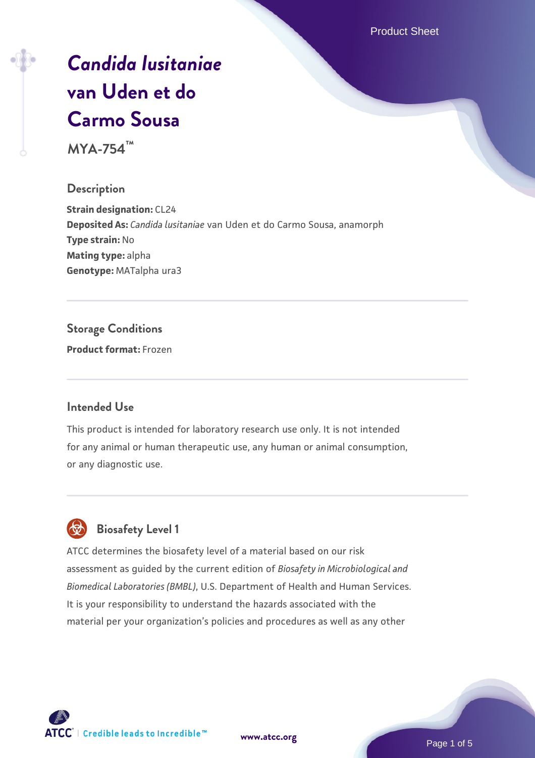# *Candida lusitaniae* van Uden et do Carmo Sousa

**MYA-754™**

## Description

**Strain designation:** CL24
**Deposited As:** *Candida lusitaniae* van Uden et do Carmo Sousa, anamorph
**Type strain:** No
**Mating type:** alpha
**Genotype:** MATalpha ura3

## Storage Conditions

**Product format:** Frozen

## Intended Use

This product is intended for laboratory research use only. It is not intended for any animal or human therapeutic use, any human or animal consumption, or any diagnostic use.

## Biosafety Level 1

ATCC determines the biosafety level of a material based on our risk assessment as guided by the current edition of *Biosafety in Microbiological and Biomedical Laboratories (BMBL)*, U.S. Department of Health and Human Services. It is your responsibility to understand the hazards associated with the material per your organization's policies and procedures as well as any other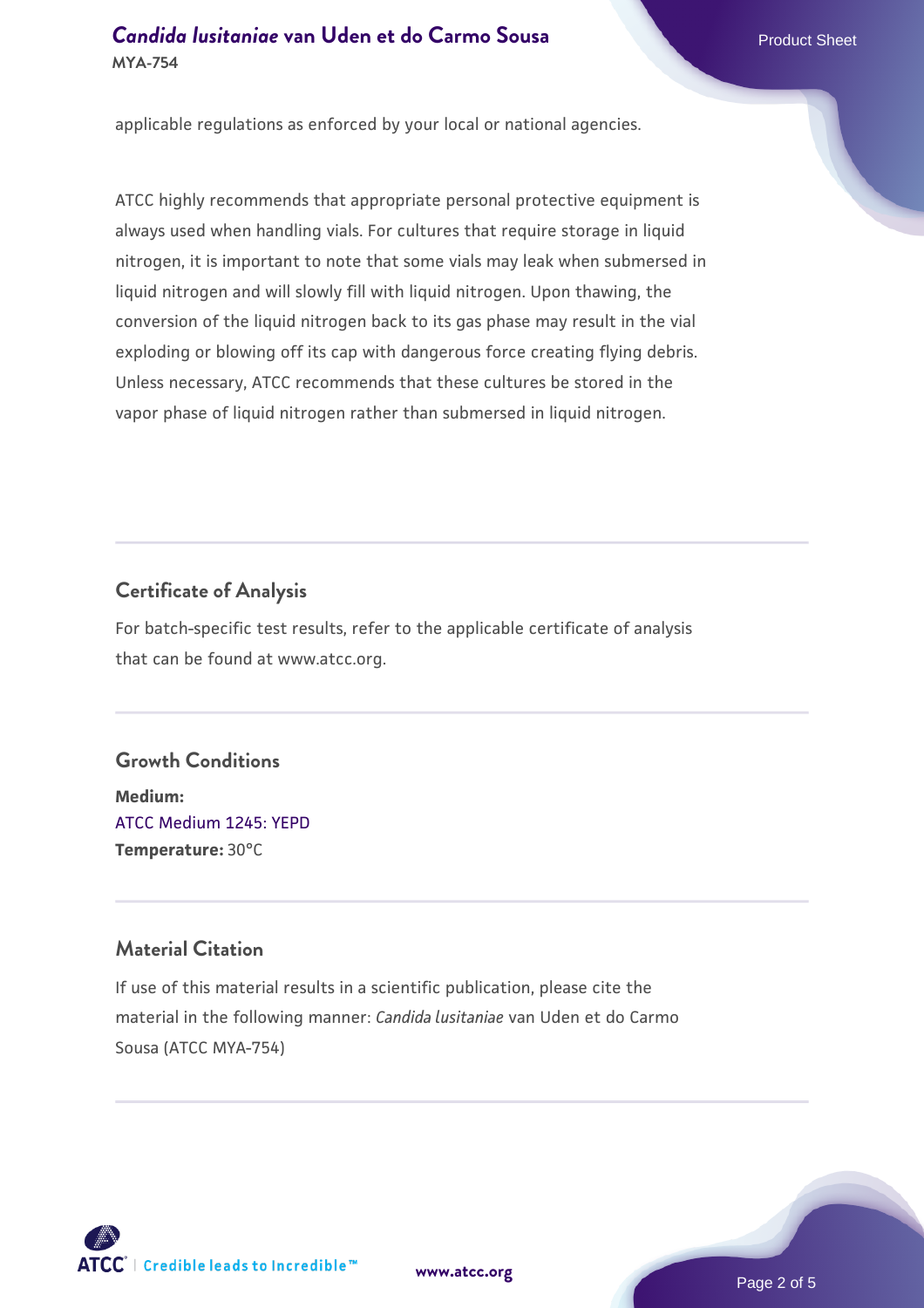applicable regulations as enforced by your local or national agencies.

ATCC highly recommends that appropriate personal protective equipment is always used when handling vials. For cultures that require storage in liquid nitrogen, it is important to note that some vials may leak when submersed in liquid nitrogen and will slowly fill with liquid nitrogen. Upon thawing, the conversion of the liquid nitrogen back to its gas phase may result in the vial exploding or blowing off its cap with dangerous force creating flying debris. Unless necessary, ATCC recommends that these cultures be stored in the vapor phase of liquid nitrogen rather than submersed in liquid nitrogen.

## Certificate of Analysis

For batch-specific test results, refer to the applicable certificate of analysis that can be found at www.atcc.org.

## Growth Conditions

**Medium:**
ATCC Medium 1245: YEPD
**Temperature:** 30°C

## Material Citation

If use of this material results in a scientific publication, please cite the material in the following manner: *Candida lusitaniae* van Uden et do Carmo Sousa (ATCC MYA-754)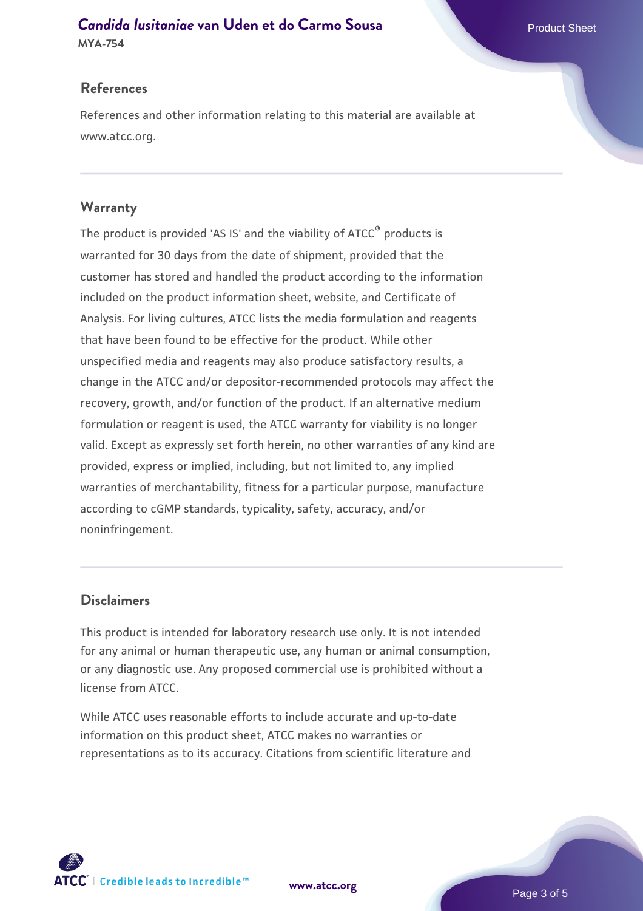## References

References and other information relating to this material are available at www.atcc.org.

## Warranty

The product is provided 'AS IS' and the viability of ATCC® products is warranted for 30 days from the date of shipment, provided that the customer has stored and handled the product according to the information included on the product information sheet, website, and Certificate of Analysis. For living cultures, ATCC lists the media formulation and reagents that have been found to be effective for the product. While other unspecified media and reagents may also produce satisfactory results, a change in the ATCC and/or depositor-recommended protocols may affect the recovery, growth, and/or function of the product. If an alternative medium formulation or reagent is used, the ATCC warranty for viability is no longer valid. Except as expressly set forth herein, no other warranties of any kind are provided, express or implied, including, but not limited to, any implied warranties of merchantability, fitness for a particular purpose, manufacture according to cGMP standards, typicality, safety, accuracy, and/or noninfringement.

## Disclaimers

This product is intended for laboratory research use only. It is not intended for any animal or human therapeutic use, any human or animal consumption, or any diagnostic use. Any proposed commercial use is prohibited without a license from ATCC.

While ATCC uses reasonable efforts to include accurate and up-to-date information on this product sheet, ATCC makes no warranties or representations as to its accuracy. Citations from scientific literature and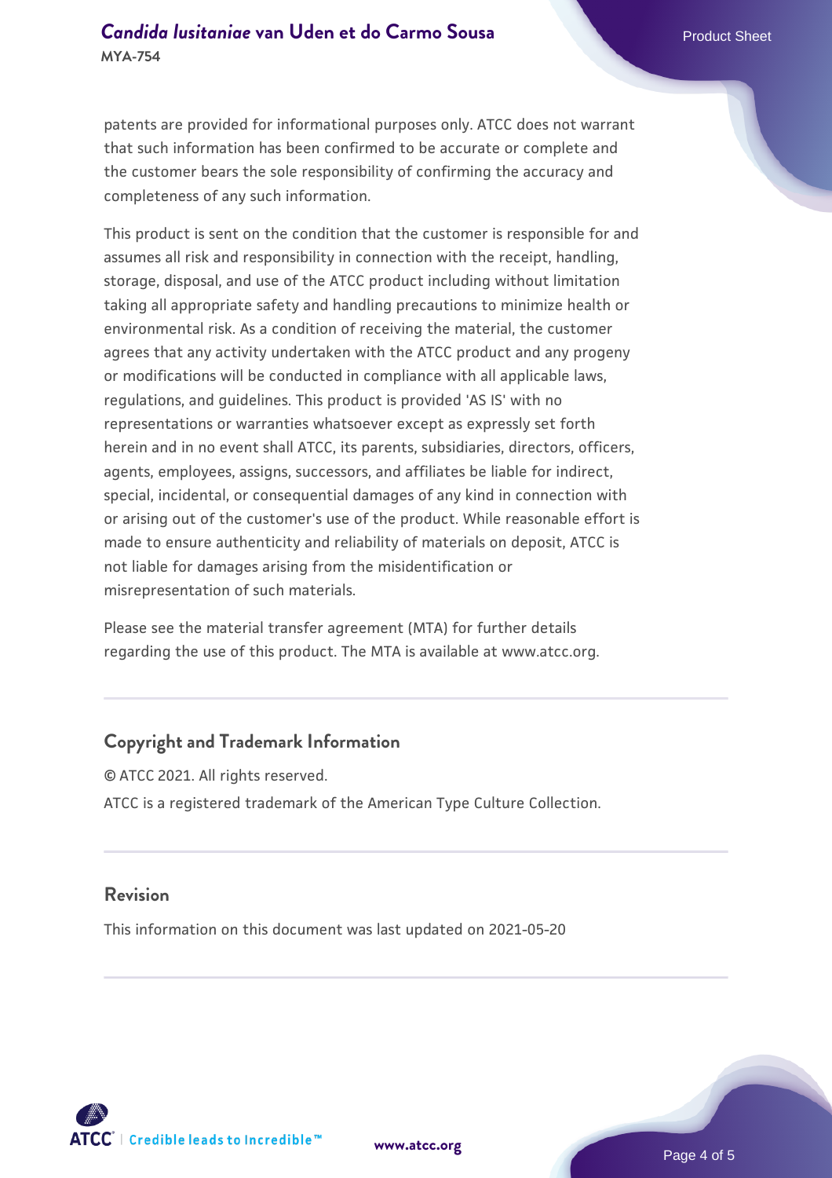patents are provided for informational purposes only. ATCC does not warrant that such information has been confirmed to be accurate or complete and the customer bears the sole responsibility of confirming the accuracy and completeness of any such information.

This product is sent on the condition that the customer is responsible for and assumes all risk and responsibility in connection with the receipt, handling, storage, disposal, and use of the ATCC product including without limitation taking all appropriate safety and handling precautions to minimize health or environmental risk. As a condition of receiving the material, the customer agrees that any activity undertaken with the ATCC product and any progeny or modifications will be conducted in compliance with all applicable laws, regulations, and guidelines. This product is provided 'AS IS' with no representations or warranties whatsoever except as expressly set forth herein and in no event shall ATCC, its parents, subsidiaries, directors, officers, agents, employees, assigns, successors, and affiliates be liable for indirect, special, incidental, or consequential damages of any kind in connection with or arising out of the customer's use of the product. While reasonable effort is made to ensure authenticity and reliability of materials on deposit, ATCC is not liable for damages arising from the misidentification or misrepresentation of such materials.

Please see the material transfer agreement (MTA) for further details regarding the use of this product. The MTA is available at www.atcc.org.

## Copyright and Trademark Information

© ATCC 2021. All rights reserved.

ATCC is a registered trademark of the American Type Culture Collection.

## Revision

This information on this document was last updated on 2021-05-20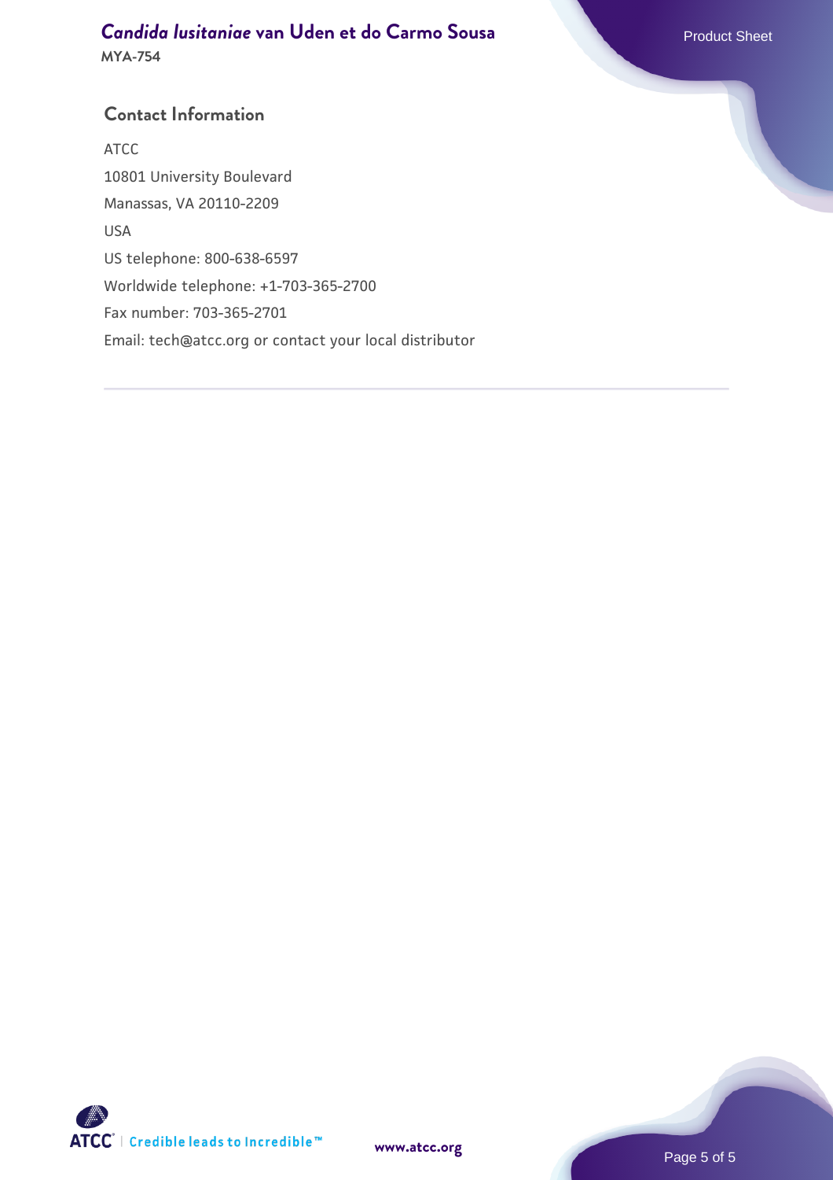## Contact Information

ATCC

10801 University Boulevard

Manassas, VA 20110-2209

USA

US telephone: 800-638-6597

Worldwide telephone: +1-703-365-2700

Fax number: 703-365-2701

Email: tech@atcc.org or contact your local distributor